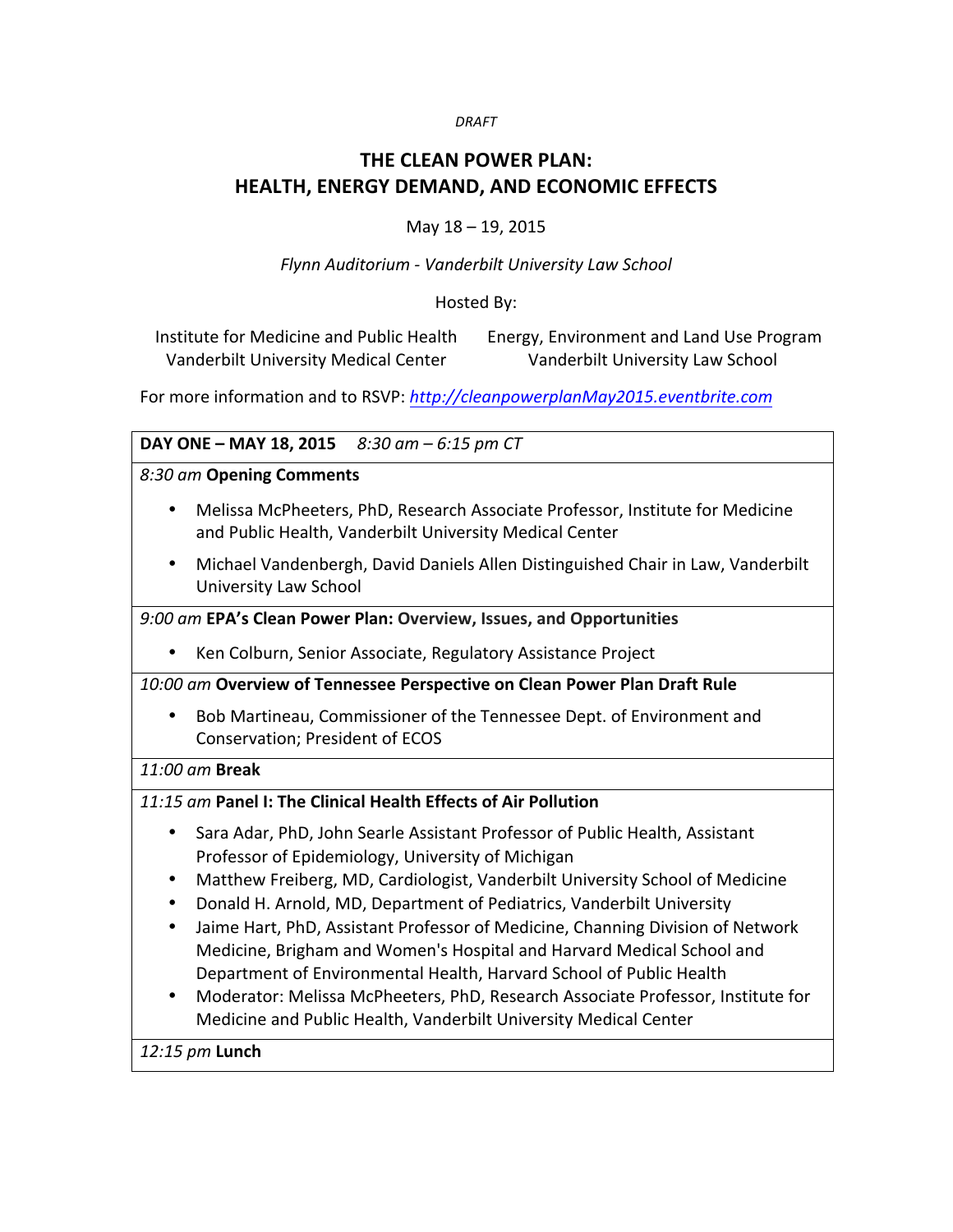*DRAFT*

# THE CLEAN POWER PLAN: HEALTH, ENERGY DEMAND, AND ECONOMIC EFFECTS

May 18 – 19, 2015

*Flynn Auditorium - Vanderbilt University Law School*

Hosted By:

Institute for Medicine and Public Health
Vanderbilt University Medical Center

Energy, Environment and Land Use Program
Vanderbilt University Law School

For more information and to RSVP: *http://cleanpowerplanMay2015.eventbrite.com*

**DAY ONE – MAY 18, 2015** *8:30 am – 6:15 pm CT*

*8:30 am* **Opening Comments**

- Melissa McPheeters, PhD, Research Associate Professor, Institute for Medicine and Public Health, Vanderbilt University Medical Center
- Michael Vandenbergh, David Daniels Allen Distinguished Chair in Law, Vanderbilt University Law School

*9:00 am* **EPA's Clean Power Plan: Overview, Issues, and Opportunities**

- Ken Colburn, Senior Associate, Regulatory Assistance Project

*10:00 am* **Overview of Tennessee Perspective on Clean Power Plan Draft Rule**

- Bob Martineau, Commissioner of the Tennessee Dept. of Environment and Conservation; President of ECOS

*11:00 am* **Break**

*11:15 am* **Panel I: The Clinical Health Effects of Air Pollution**

- Sara Adar, PhD, John Searle Assistant Professor of Public Health, Assistant Professor of Epidemiology, University of Michigan
- Matthew Freiberg, MD, Cardiologist, Vanderbilt University School of Medicine
- Donald H. Arnold, MD, Department of Pediatrics, Vanderbilt University
- Jaime Hart, PhD, Assistant Professor of Medicine, Channing Division of Network Medicine, Brigham and Women's Hospital and Harvard Medical School and Department of Environmental Health, Harvard School of Public Health
- Moderator: Melissa McPheeters, PhD, Research Associate Professor, Institute for Medicine and Public Health, Vanderbilt University Medical Center

*12:15 pm* **Lunch**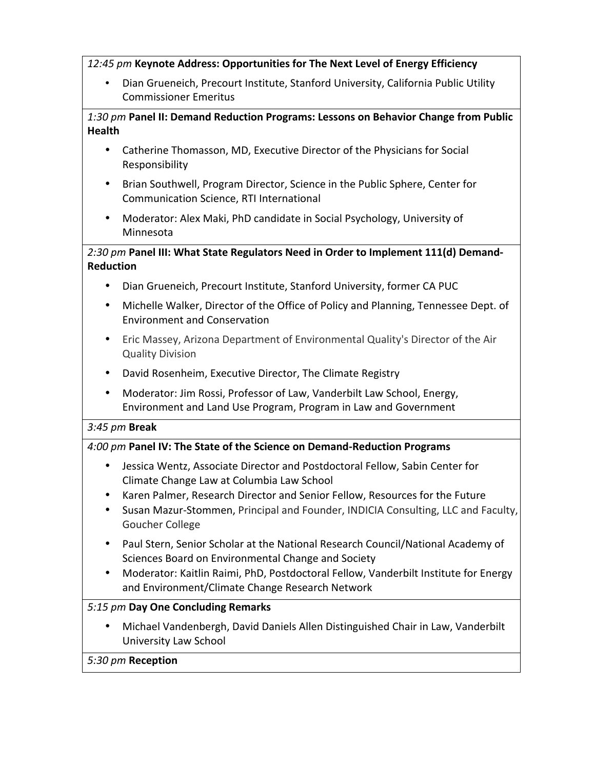*12:45 pm* **Keynote Address: Opportunities for The Next Level of Energy Efficiency**

- Dian Grueneich, Precourt Institute, Stanford University, California Public Utility Commissioner Emeritus

*1:30 pm* **Panel II: Demand Reduction Programs: Lessons on Behavior Change from Public Health**

- Catherine Thomasson, MD, Executive Director of the Physicians for Social Responsibility
- Brian Southwell, Program Director, Science in the Public Sphere, Center for Communication Science, RTI International
- Moderator: Alex Maki, PhD candidate in Social Psychology, University of Minnesota

*2:30 pm* **Panel III: What State Regulators Need in Order to Implement 111(d) Demand-Reduction**

- Dian Grueneich, Precourt Institute, Stanford University, former CA PUC
- Michelle Walker, Director of the Office of Policy and Planning, Tennessee Dept. of Environment and Conservation
- Eric Massey, Arizona Department of Environmental Quality's Director of the Air Quality Division
- David Rosenheim, Executive Director, The Climate Registry
- Moderator: Jim Rossi, Professor of Law, Vanderbilt Law School, Energy, Environment and Land Use Program, Program in Law and Government

*3:45 pm* **Break**

*4:00 pm* **Panel IV: The State of the Science on Demand-Reduction Programs**

- Jessica Wentz, Associate Director and Postdoctoral Fellow, Sabin Center for Climate Change Law at Columbia Law School
- Karen Palmer, Research Director and Senior Fellow, Resources for the Future
- Susan Mazur-Stommen, Principal and Founder, INDICIA Consulting, LLC and Faculty, Goucher College
- Paul Stern, Senior Scholar at the National Research Council/National Academy of Sciences Board on Environmental Change and Society
- Moderator: Kaitlin Raimi, PhD, Postdoctoral Fellow, Vanderbilt Institute for Energy and Environment/Climate Change Research Network

*5:15 pm* **Day One Concluding Remarks**

- Michael Vandenbergh, David Daniels Allen Distinguished Chair in Law, Vanderbilt University Law School

*5:30 pm* **Reception**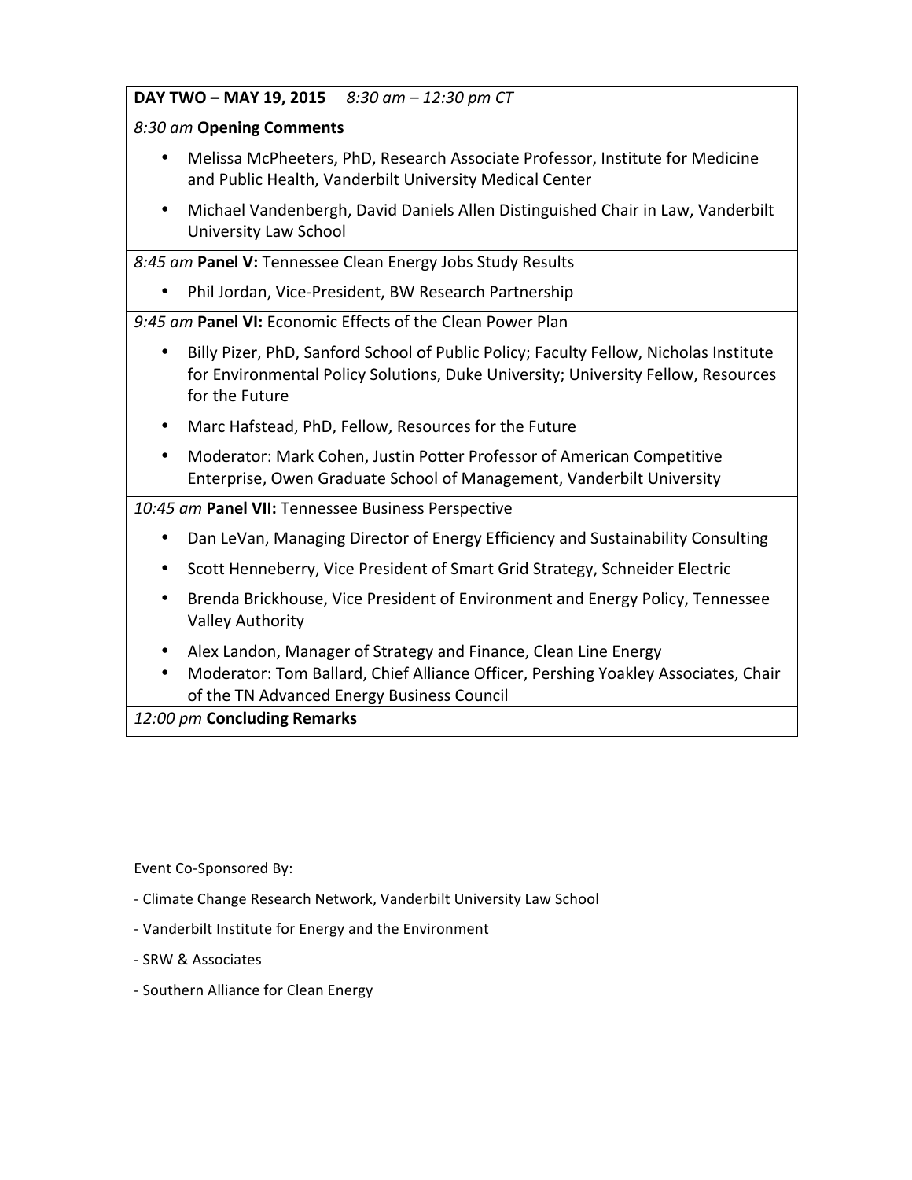**DAY TWO – MAY 19, 2015** *8:30 am – 12:30 pm CT*

*8:30 am* **Opening Comments**

- Melissa McPheeters, PhD, Research Associate Professor, Institute for Medicine and Public Health, Vanderbilt University Medical Center
- Michael Vandenbergh, David Daniels Allen Distinguished Chair in Law, Vanderbilt University Law School

*8:45 am* **Panel V:** Tennessee Clean Energy Jobs Study Results

- Phil Jordan, Vice-President, BW Research Partnership

*9:45 am* **Panel VI:** Economic Effects of the Clean Power Plan

- Billy Pizer, PhD, Sanford School of Public Policy; Faculty Fellow, Nicholas Institute for Environmental Policy Solutions, Duke University; University Fellow, Resources for the Future
- Marc Hafstead, PhD, Fellow, Resources for the Future
- Moderator: Mark Cohen, Justin Potter Professor of American Competitive Enterprise, Owen Graduate School of Management, Vanderbilt University

*10:45 am* **Panel VII:** Tennessee Business Perspective

- Dan LeVan, Managing Director of Energy Efficiency and Sustainability Consulting
- Scott Henneberry, Vice President of Smart Grid Strategy, Schneider Electric
- Brenda Brickhouse, Vice President of Environment and Energy Policy, Tennessee Valley Authority
- Alex Landon, Manager of Strategy and Finance, Clean Line Energy
- Moderator: Tom Ballard, Chief Alliance Officer, Pershing Yoakley Associates, Chair of the TN Advanced Energy Business Council

*12:00 pm* **Concluding Remarks**

Event Co-Sponsored By:

- Climate Change Research Network, Vanderbilt University Law School
- Vanderbilt Institute for Energy and the Environment
- SRW & Associates
- Southern Alliance for Clean Energy